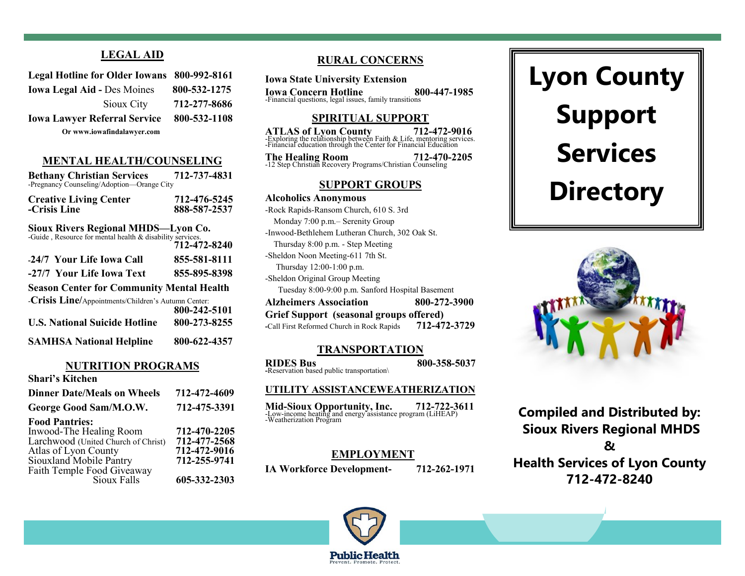## LEGAL AID

**Legal Hotline for Older Iowans** **800-992-8161**

**Iowa Legal Aid -** Des Moines **800-532-1275**

Sioux City **712-277-8686**

**Iowa Lawyer Referral Service** **800-532-1108**

**Or www.iowafindalawyer.com**

## MENTAL HEALTH/COUNSELING

**Bethany Christian Services** **712-737-4831**
-Pregnancy Counseling/Adoption—Orange City

**Creative Living Center** **712-476-5245**
**-Crisis Line** **888-587-2537**

**Sioux Rivers Regional MHDS—Lyon Co.**
-Guide , Resource for mental health & disability services.
**712-472-8240**

**-24/7 Your Life Iowa Call** **855-581-8111**

**-27/7 Your Life Iowa Text** **855-895-8398**

**Season Center for Community Mental Health**
-**Crisis Line**/Appointments/Children's Autumn Center:
**800-242-5101**

**U.S. National Suicide Hotline** **800-273-8255**

**SAMHSA National Helpline** **800-622-4357**

## NUTRITION PROGRAMS

**Shari's Kitchen**

**Dinner Date/Meals on Wheels** **712-472-4609**

**George Good Sam/M.O.W.** **712-475-3391**

**Food Pantries:**

Inwood-The Healing Room 712-470-2205
Larchwood (United Church of Christ) 712-477-2568
Atlas of Lyon County 712-472-9016
Siouxland Mobile Pantry 712-255-9741
Faith Temple Food Giveaway
Sioux Falls 605-332-2303

## RURAL CONCERNS

**Iowa State University Extension**

**Iowa Concern Hotline** **800-447-1985**
-Financial questions, legal issues, family transitions

## SPIRITUAL SUPPORT

**ATLAS of Lyon County** **712-472-9016**
-Exploring the relationship between Faith & Life, mentoring services.
-Financial education through the Center for Financial Education

**The Healing Room** **712-470-2205**
-12 Step Christian Recovery Programs/Christian Counseling

## SUPPORT GROUPS

**Alcoholics Anonymous**

-Rock Rapids-Ransom Church, 610 S. 3rd
Monday 7:00 p.m.– Serenity Group
-Inwood-Bethlehem Lutheran Church, 302 Oak St.
Thursday 8:00 p.m. - Step Meeting
-Sheldon Noon Meeting-611 7th St.
Thursday 12:00-1:00 p.m.
-Sheldon Original Group Meeting
Tuesday 8:00-9:00 p.m. Sanford Hospital Basement

**Alzheimers Association** **800-272-3900**

**Grief Support (seasonal groups offered)**
-Call First Reformed Church in Rock Rapids **712-472-3729**

## TRANSPORTATION

**RIDES Bus** **800-358-5037**
-Reservation based public transportation\

## UTILITY ASSISTANCEWEATHERIZATION

**Mid-Sioux Opportunity, Inc.** **712-722-3611**
-Low-income heating and energy assistance program (LiHEAP)
-Weatherization Program

## EMPLOYMENT

**IA Workforce Development-** **712-262-1971**

# Lyon County Support Services Directory

**Compiled and Distributed by:**
**Sioux Rivers Regional MHDS**
**&**
**Health Services of Lyon County**
**712-472-8240**

Public Health
Prevent. Promote. Protect.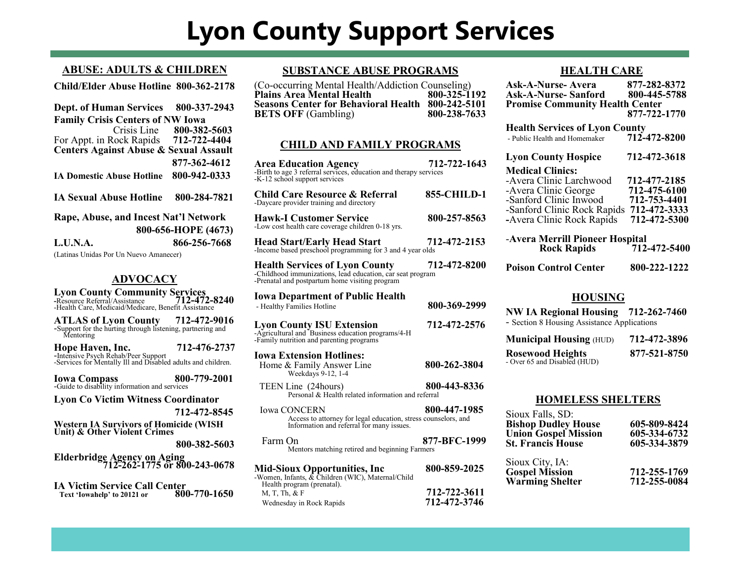# Lyon County Support Services

## ABUSE: ADULTS & CHILDREN

**Child/Elder Abuse Hotline 800-362-2178**

**Dept. of Human Services 800-337-2943**

**Family Crisis Centers of NW Iowa**
Crisis Line **800-382-5603**
For Appt. in Rock Rapids **712-722-4404**

**Centers Against Abuse & Sexual Assault**
**877-362-4612**

**IA Domestic Abuse Hotline 800-942-0333**

**IA Sexual Abuse Hotline 800-284-7821**

**Rape, Abuse, and Incest Nat'l Network**
**800-656-HOPE (4673)**

**L.U.N.A. 866-256-7668**
(Latinas Unidas Por Un Nuevo Amanecer)

## ADVOCACY

**Lyon County Community Services 712-472-8240**
-Resource Referral/Assistance
-Health Care, Medicaid/Medicare, Benefit Assistance

**ATLAS of Lyon County 712-472-9016**
-Support for the hurting through listening, partnering and Mentoring

**Hope Haven, Inc. 712-476-2737**
-Intensive Psych Rehab/Peer Support
-Services for Mentally Ill and Disabled adults and children.

**Iowa Compass 800-779-2001**
-Guide to disability information and services

**Lyon Co Victim Witness Coordinator**
**712-472-8545**

**Western IA Survivors of Homicide (WISH Unit) & Other Violent Crimes**
**800-382-5603**

**Elderbridge Agency on Aging**
**712-262-1775 or 800-243-0678**

**IA Victim Service Call Center**
**Text 'Iowahelp' to 20121 or 800-770-1650**

## SUBSTANCE ABUSE PROGRAMS

(Co-occurring Mental Health/Addiction Counseling)
**Plains Area Mental Health 800-325-1192**
**Seasons Center for Behavioral Health 800-242-5101**
**BETS OFF** (Gambling) **800-238-7633**

## CHILD AND FAMILY PROGRAMS

**Area Education Agency 712-722-1643**
-Birth to age 3 referral services, education and therapy services
-K-12 school support services

**Child Care Resource & Referral 855-CHILD-1**
-Daycare provider training and directory

**Hawk-I Customer Service 800-257-8563**
-Low cost health care coverage children 0-18 yrs.

**Head Start/Early Head Start 712-472-2153**
-Income based preschool programming for 3 and 4 year olds

**Health Services of Lyon County 712-472-8200**
-Childhood immunizations, lead education, car seat program
-Prenatal and postpartum home visiting program

**Iowa Department of Public Health**
- Healthy Families Hotline **800-369-2999**

**Lyon County ISU Extension 712-472-2576**
-Agricultural and Business education programs/4-H
-Family nutrition and parenting programs

**Iowa Extension Hotlines:**

Home & Family Answer Line **800-262-3804**
Weekdays 9-12, 1-4

TEEN Line (24hours) **800-443-8336**
Personal & Health related information and referral

Iowa CONCERN **800-447-1985**
Access to attorney for legal education, stress counselors, and Information and referral for many issues.

Farm On **877-BFC-1999**
Mentors matching retired and beginning Farmers

**Mid-Sioux Opportunities, Inc 800-859-2025**
-Women, Infants, & Children (WIC), Maternal/Child Health program (prenatal).
M, T, Th, & F **712-722-3611**
Wednesday in Rock Rapids **712-472-3746**

## HEALTH CARE

**Ask-A-Nurse- Avera 877-282-8372**
**Ask-A-Nurse- Sanford 800-445-5788**
**Promise Community Health Center**
**877-722-1770**

**Health Services of Lyon County**
- Public Health and Homemaker **712-472-8200**

**Lyon County Hospice 712-472-3618**

**Medical Clinics:**
-Avera Clinic Larchwood **712-477-2185**
-Avera Clinic George **712-475-6100**
-Sanford Clinic Inwood **712-753-4401**
-Sanford Clinic Rock Rapids **712-472-3333**
-Avera Clinic Rock Rapids **712-472-5300**

-**Avera Merrill Pioneer Hospital**
**Rock Rapids 712-472-5400**

**Poison Control Center 800-222-1222**

## HOUSING

**NW IA Regional Housing 712-262-7460**
- Section 8 Housing Assistance Applications

**Municipal Housing** (HUD) **712-472-3896**

**Rosewood Heights 877-521-8750**
- Over 65 and Disabled (HUD)

## HOMELESS SHELTERS

Sioux Falls, SD:
**Bishop Dudley House 605-809-8424**
**Union Gospel Mission 605-334-6732**
**St. Francis House 605-334-3879**

Sioux City, IA:
**Gospel Mission 712-255-1769**
**Warming Shelter 712-255-0084**